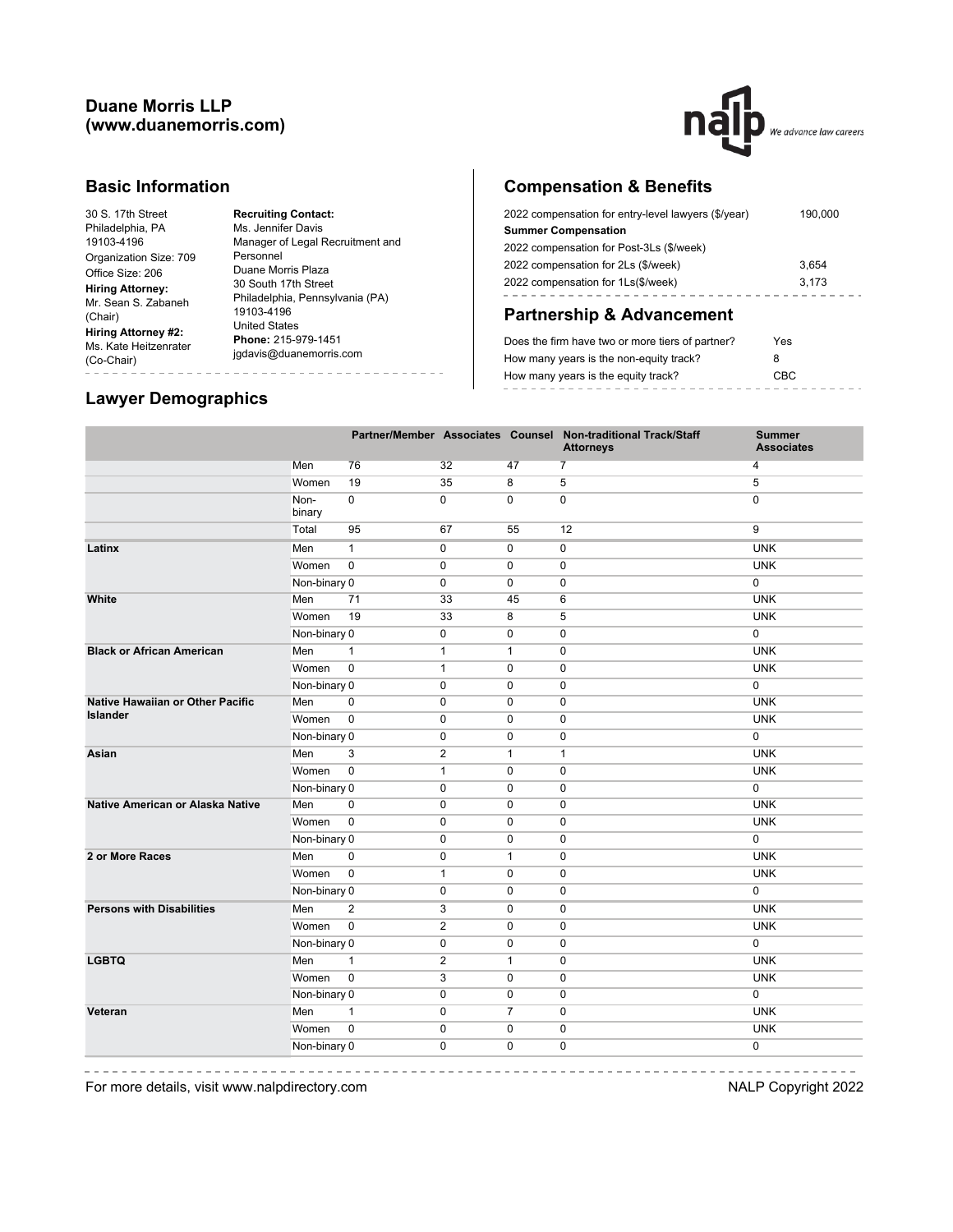## Duane Morris LLP
## (www.duanemorris.com)

### Basic Information

30 S. 17th Street
Philadelphia, PA
19103-4196
Organization Size: 709
Office Size: 206

**Hiring Attorney:**
Mr. Sean S. Zabaneh (Chair)

**Hiring Attorney #2:**
Ms. Kate Heitzenrater (Co-Chair)

**Recruiting Contact:**
Ms. Jennifer Davis
Manager of Legal Recruitment and Personnel
Duane Morris Plaza
30 South 17th Street
Philadelphia, Pennsylvania (PA)
19103-4196
United States
**Phone:** 215-979-1451
jgdavis@duanemorris.com

### Compensation & Benefits

| | |
|---|---|
| 2022 compensation for entry-level lawyers ($/year) | 190,000 |
| **Summer Compensation** | |
| 2022 compensation for Post-3Ls ($/week) | |
| 2022 compensation for 2Ls ($/week) | 3,654 |
| 2022 compensation for 1Ls($/week) | 3,173 |

### Partnership & Advancement

| | |
|---|---|
| Does the firm have two or more tiers of partner? | Yes |
| How many years is the non-equity track? | 8 |
| How many years is the equity track? | CBC |

### Lawyer Demographics

| | | Partner/Member | Associates | Counsel | Non-traditional Track/Staff Attorneys | Summer Associates |
|---|---|---|---|---|---|---|
| | Men | 76 | 32 | 47 | 7 | 4 |
| | Women | 19 | 35 | 8 | 5 | 5 |
| | Non-binary | 0 | 0 | 0 | 0 | 0 |
| | Total | 95 | 67 | 55 | 12 | 9 |
| **Latinx** | Men | 1 | 0 | 0 | 0 | UNK |
| | Women | 0 | 0 | 0 | 0 | UNK |
| | Non-binary | 0 | 0 | 0 | 0 | 0 |
| **White** | Men | 71 | 33 | 45 | 6 | UNK |
| | Women | 19 | 33 | 8 | 5 | UNK |
| | Non-binary | 0 | 0 | 0 | 0 | 0 |
| **Black or African American** | Men | 1 | 1 | 1 | 0 | UNK |
| | Women | 0 | 1 | 0 | 0 | UNK |
| | Non-binary | 0 | 0 | 0 | 0 | 0 |
| **Native Hawaiian or Other Pacific Islander** | Men | 0 | 0 | 0 | 0 | UNK |
| | Women | 0 | 0 | 0 | 0 | UNK |
| | Non-binary | 0 | 0 | 0 | 0 | 0 |
| **Asian** | Men | 3 | 2 | 1 | 1 | UNK |
| | Women | 0 | 1 | 0 | 0 | UNK |
| | Non-binary | 0 | 0 | 0 | 0 | 0 |
| **Native American or Alaska Native** | Men | 0 | 0 | 0 | 0 | UNK |
| | Women | 0 | 0 | 0 | 0 | UNK |
| | Non-binary | 0 | 0 | 0 | 0 | 0 |
| **2 or More Races** | Men | 0 | 0 | 1 | 0 | UNK |
| | Women | 0 | 1 | 0 | 0 | UNK |
| | Non-binary | 0 | 0 | 0 | 0 | 0 |
| **Persons with Disabilities** | Men | 2 | 3 | 0 | 0 | UNK |
| | Women | 0 | 2 | 0 | 0 | UNK |
| | Non-binary | 0 | 0 | 0 | 0 | 0 |
| **LGBTQ** | Men | 1 | 2 | 1 | 0 | UNK |
| | Women | 0 | 3 | 0 | 0 | UNK |
| | Non-binary | 0 | 0 | 0 | 0 | 0 |
| **Veteran** | Men | 1 | 0 | 7 | 0 | UNK |
| | Women | 0 | 0 | 0 | 0 | UNK |
| | Non-binary | 0 | 0 | 0 | 0 | 0 |

For more details, visit www.nalpdirectory.com

NALP Copyright 2022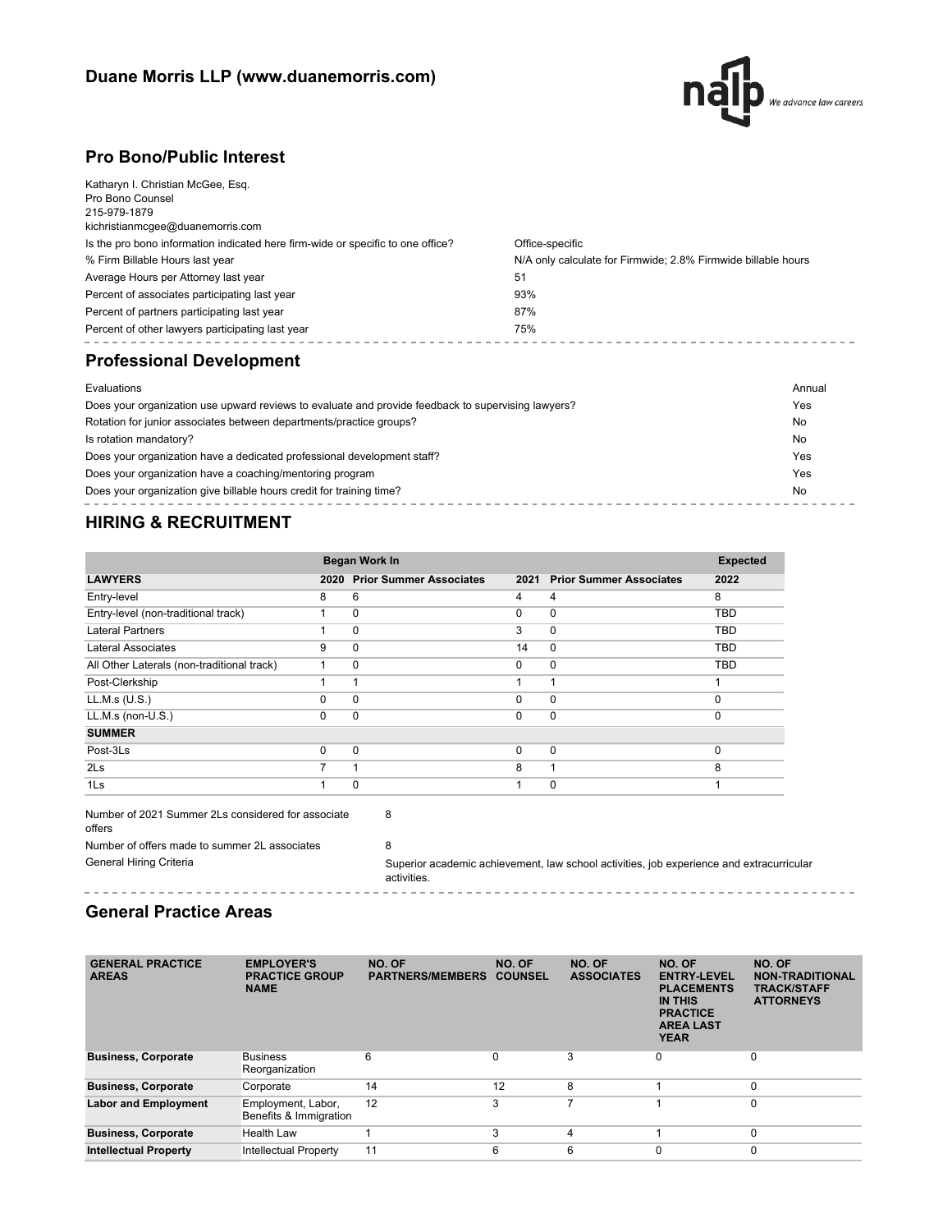## Duane Morris LLP (www.duanemorris.com)

## Pro Bono/Public Interest

Katharyn I. Christian McGee, Esq.
Pro Bono Counsel
215-979-1879
kichristianmcgee@duanemorris.com

| | |
|---|---|
| Is the pro bono information indicated here firm-wide or specific to one office? | Office-specific |
| % Firm Billable Hours last year | N/A only calculate for Firmwide; 2.8% Firmwide billable hours |
| Average Hours per Attorney last year | 51 |
| Percent of associates participating last year | 93% |
| Percent of partners participating last year | 87% |
| Percent of other lawyers participating last year | 75% |

## Professional Development

| | |
|---|---|
| Evaluations | Annual |
| Does your organization use upward reviews to evaluate and provide feedback to supervising lawyers? | Yes |
| Rotation for junior associates between departments/practice groups? | No |
| Is rotation mandatory? | No |
| Does your organization have a dedicated professional development staff? | Yes |
| Does your organization have a coaching/mentoring program | Yes |
| Does your organization give billable hours credit for training time? | No |

## HIRING & RECRUITMENT

| | Began Work In | | | | Expected |
|---|---|---|---|---|---|
| **LAWYERS** | **2020** | **Prior Summer Associates** | **2021** | **Prior Summer Associates** | **2022** |
| Entry-level | 8 | 6 | 4 | 4 | 8 |
| Entry-level (non-traditional track) | 1 | 0 | 0 | 0 | TBD |
| Lateral Partners | 1 | 0 | 3 | 0 | TBD |
| Lateral Associates | 9 | 0 | 14 | 0 | TBD |
| All Other Laterals (non-traditional track) | 1 | 0 | 0 | 0 | TBD |
| Post-Clerkship | 1 | 1 | 1 | 1 | 1 |
| LL.M.s (U.S.) | 0 | 0 | 0 | 0 | 0 |
| LL.M.s (non-U.S.) | 0 | 0 | 0 | 0 | 0 |
| **SUMMER** | | | | | |
| Post-3Ls | 0 | 0 | 0 | 0 | 0 |
| 2Ls | 7 | 1 | 8 | 1 | 8 |
| 1Ls | 1 | 0 | 1 | 0 | 1 |

| | |
|---|---|
| Number of 2021 Summer 2Ls considered for associate offers | 8 |
| Number of offers made to summer 2L associates | 8 |
| General Hiring Criteria | Superior academic achievement, law school activities, job experience and extracurricular activities. |

## General Practice Areas

| GENERAL PRACTICE AREAS | EMPLOYER'S PRACTICE GROUP NAME | NO. OF PARTNERS/MEMBERS | NO. OF COUNSEL | NO. OF ASSOCIATES | NO. OF ENTRY-LEVEL PLACEMENTS IN THIS PRACTICE AREA LAST YEAR | NO. OF NON-TRADITIONAL TRACK/STAFF ATTORNEYS |
|---|---|---|---|---|---|---|
| **Business, Corporate** | Business Reorganization | 6 | 0 | 3 | 0 | 0 |
| **Business, Corporate** | Corporate | 14 | 12 | 8 | 1 | 0 |
| **Labor and Employment** | Employment, Labor, Benefits & Immigration | 12 | 3 | 7 | 1 | 0 |
| **Business, Corporate** | Health Law | 1 | 3 | 4 | 1 | 0 |
| **Intellectual Property** | Intellectual Property | 11 | 6 | 6 | 0 | 0 |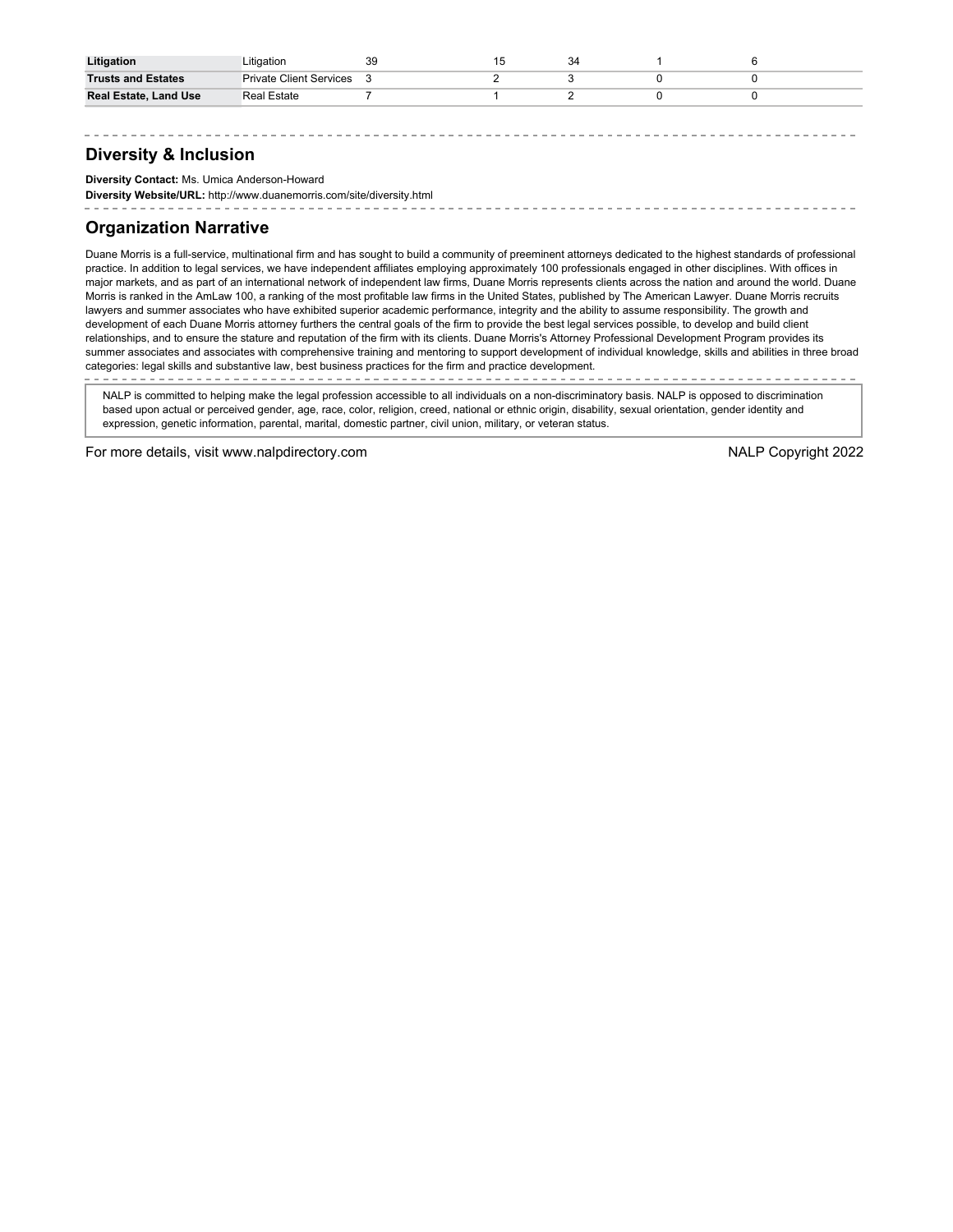| | | | | | | |
|---|---|---|---|---|---|---|
| **Litigation** | Litigation | 39 | 15 | 34 | 1 | 6 |
| **Trusts and Estates** | Private Client Services | 3 | 2 | 3 | 0 | 0 |
| **Real Estate, Land Use** | Real Estate | 7 | 1 | 2 | 0 | 0 |

## Diversity & Inclusion

**Diversity Contact:** Ms. Umica Anderson-Howard
**Diversity Website/URL:** http://www.duanemorris.com/site/diversity.html

## Organization Narrative

Duane Morris is a full-service, multinational firm and has sought to build a community of preeminent attorneys dedicated to the highest standards of professional practice. In addition to legal services, we have independent affiliates employing approximately 100 professionals engaged in other disciplines. With offices in major markets, and as part of an international network of independent law firms, Duane Morris represents clients across the nation and around the world. Duane Morris is ranked in the AmLaw 100, a ranking of the most profitable law firms in the United States, published by The American Lawyer. Duane Morris recruits lawyers and summer associates who have exhibited superior academic performance, integrity and the ability to assume responsibility. The growth and development of each Duane Morris attorney furthers the central goals of the firm to provide the best legal services possible, to develop and build client relationships, and to ensure the stature and reputation of the firm with its clients. Duane Morris's Attorney Professional Development Program provides its summer associates and associates with comprehensive training and mentoring to support development of individual knowledge, skills and abilities in three broad categories: legal skills and substantive law, best business practices for the firm and practice development.

NALP is committed to helping make the legal profession accessible to all individuals on a non-discriminatory basis. NALP is opposed to discrimination based upon actual or perceived gender, age, race, color, religion, creed, national or ethnic origin, disability, sexual orientation, gender identity and expression, genetic information, parental, marital, domestic partner, civil union, military, or veteran status.

For more details, visit www.nalpdirectory.com

NALP Copyright 2022